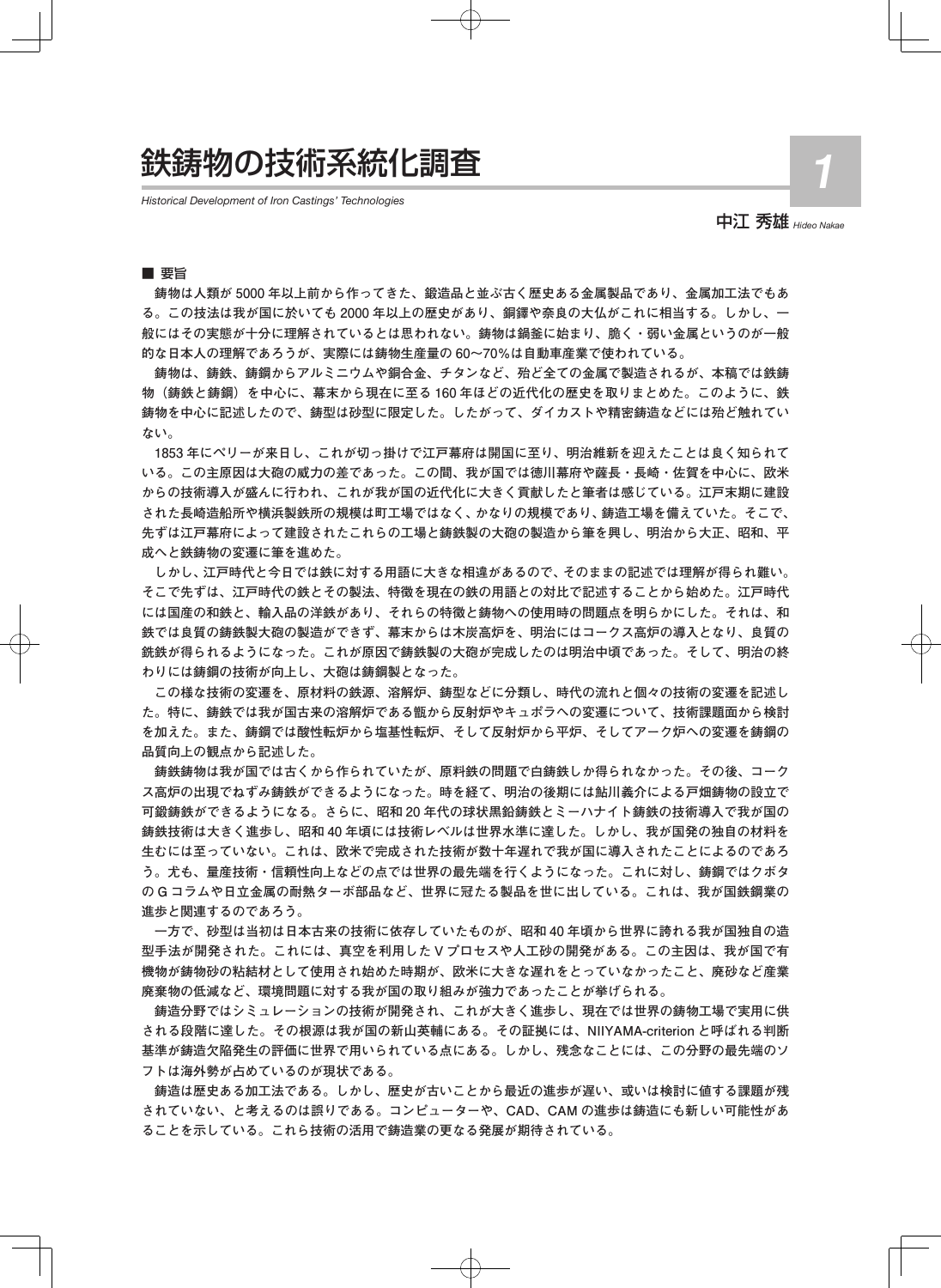# 鉄鋳物の技術系統化調査

*Historical Development of Iron Castings' Technologies*

**1**

**中江 秀雄** *Hideo Nakae*

■ **要旨**

鋳物は人類が 5000 年以上前から作ってきた、鍛造品と並ぶ古く歴史ある金属製品であり、金属加工法でもある。この技法は我が国に於いても 2000 年以上の歴史があり、銅鐸や奈良の大仏がこれに相当する。しかし、一般にはその実態が十分に理解されているとは思われない。鋳物は鍋釜に始まり、脆く・弱い金属というのが一般的な日本人の理解であろうが、実際には鋳物生産量の 60～70%は自動車産業で使われている。

鋳物は、鋳鉄、鋳鋼からアルミニウムや銅合金、チタンなど、殆ど全ての金属で製造されるが、本稿では鉄鋳物（鋳鉄と鋳鋼）を中心に、幕末から現在に至る 160 年ほどの近代化の歴史を取りまとめた。このように、鉄鋳物を中心に記述したので、鋳型は砂型に限定した。したがって、ダイカストや精密鋳造などには殆ど触れていない。

1853 年にペリーが来日し、これが切っ掛けで江戸幕府は開国に至り、明治維新を迎えたことは良く知られている。この主原因は大砲の威力の差であった。この間、我が国では徳川幕府や薩長・長崎・佐賀を中心に、欧米からの技術導入が盛んに行われ、これが我が国の近代化に大きく貢献したと筆者は感じている。江戸末期に建設された長崎造船所や横浜製鉄所の規模は町工場ではなく、かなりの規模であり、鋳造工場を備えていた。そこで、先ずは江戸幕府によって建設されたこれらの工場と鋳鉄製の大砲の製造から筆を興し、明治から大正、昭和、平成へと鉄鋳物の変遷に筆を進めた。

しかし、江戸時代と今日では鉄に対する用語に大きな相違があるので、そのままの記述では理解が得られ難い。そこで先ずは、江戸時代の鉄とその製法、特徴を現在の鉄の用語との対比で記述することから始めた。江戸時代には国産の和鉄と、輸入品の洋鉄があり、それらの特徴と鋳物への使用時の問題点を明らかにした。それは、和鉄では良質の鋳鉄製大砲の製造ができず、幕末からは木炭高炉を、明治にはコークス高炉の導入となり、良質の銑鉄が得られるようになった。これが原因で鋳鉄製の大砲が完成したのは明治中頃であった。そして、明治の終わりには鋳鋼の技術が向上し、大砲は鋳鋼製となった。

この様な技術の変遷を、原材料の鉄源、溶解炉、鋳型などに分類し、時代の流れと個々の技術の変遷を記述した。特に、鋳鉄では我が国古来の溶解炉である甑から反射炉やキュポラへの変遷について、技術課題面から検討を加えた。また、鋳鋼では酸性転炉から塩基性転炉、そして反射炉から平炉、そしてアーク炉への変遷を鋳鋼の品質向上の観点から記述した。

鋳鉄鋳物は我が国では古くから作られていたが、原料鉄の問題で白鋳鉄しか得られなかった。その後、コークス高炉の出現でねずみ鋳鉄ができるようになった。時を経て、明治の後期には鮎川義介による戸畑鋳物の設立で可鍛鋳鉄ができるようになる。さらに、昭和 20 年代の球状黒鉛鋳鉄とミーハナイト鋳鉄の技術導入で我が国の鋳鉄技術は大きく進歩し、昭和 40 年頃には技術レベルは世界水準に達した。しかし、我が国発の独自の材料を生むには至っていない。これは、欧米で完成された技術が数十年遅れで我が国に導入されたことによるのであろう。尤も、量産技術・信頼性向上などの点では世界の最先端を行くようになった。これに対し、鋳鋼ではクボタの G コラムや日立金属の耐熱ターボ部品など、世界に冠たる製品を世に出している。これは、我が国鉄鋼業の進歩と関連するのであろう。

一方で、砂型は当初は日本古来の技術に依存していたものが、昭和 40 年頃から世界に誇れる我が国独自の造型手法が開発された。これには、真空を利用した V プロセスや人工砂の開発がある。この主因は、我が国で有機物が鋳物砂の粘結材として使用され始めた時期が、欧米に大きな遅れをとっていなかったこと、廃砂など産業廃棄物の低減など、環境問題に対する我が国の取り組みが強力であったことが挙げられる。

鋳造分野ではシミュレーションの技術が開発され、これが大きく進歩し、現在では世界の鋳物工場で実用に供される段階に達した。その根源は我が国の新山英輔にある。その証拠には、NIIYAMA-criterion と呼ばれる判断基準が鋳造欠陥発生の評価に世界で用いられている点にある。しかし、残念なことには、この分野の最先端のソフトは海外勢が占めているのが現状である。

鋳造は歴史ある加工法である。しかし、歴史が古いことから最近の進歩が遅い、或いは検討に値する課題が残されていない、と考えるのは誤りである。コンピューターや、CAD、CAM の進歩は鋳造にも新しい可能性があることを示している。これら技術の活用で鋳造業の更なる発展が期待されている。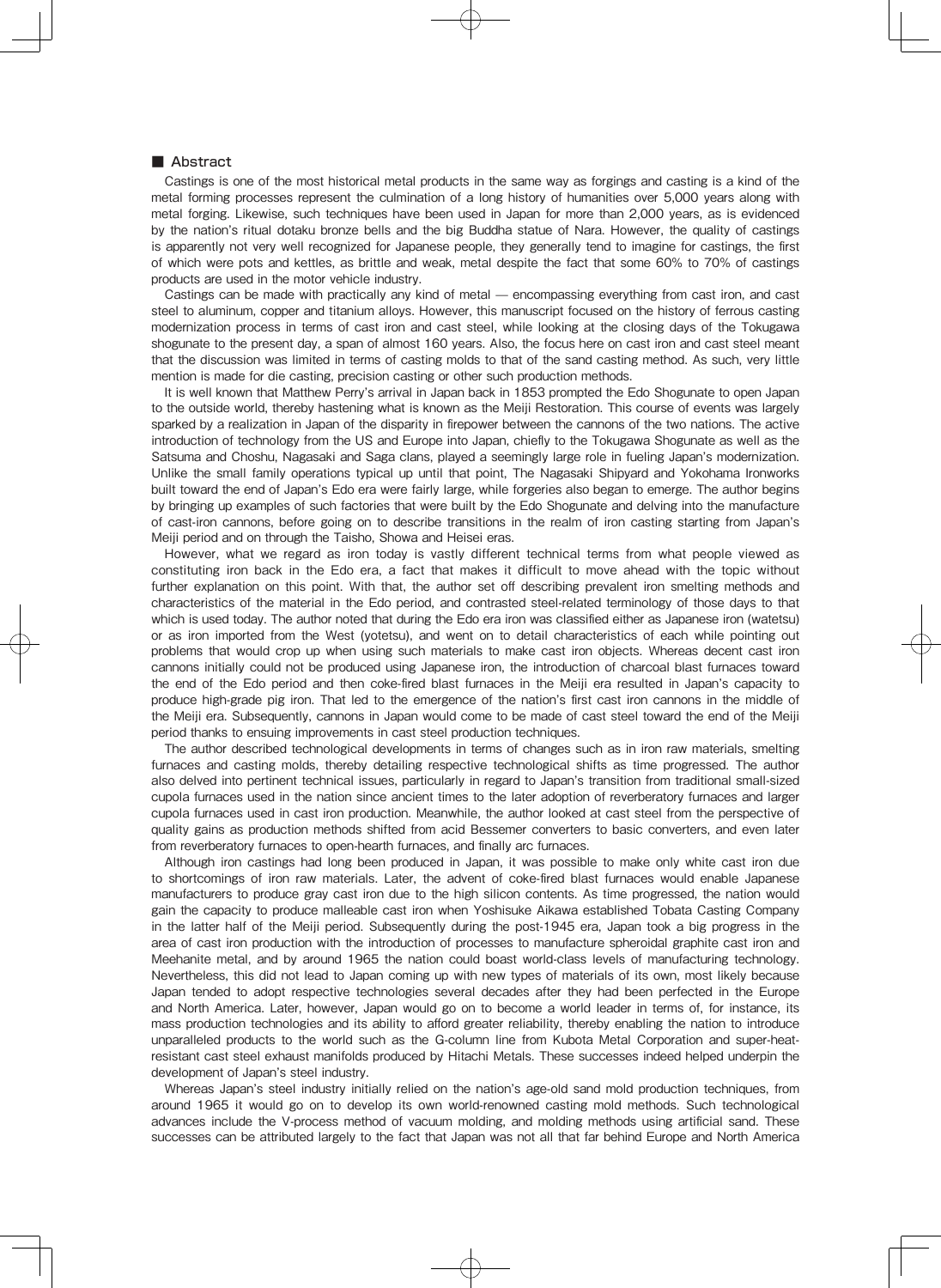## ■ Abstract

Castings is one of the most historical metal products in the same way as forgings and casting is a kind of the metal forming processes represent the culmination of a long history of humanities over 5,000 years along with metal forging. Likewise, such techniques have been used in Japan for more than 2,000 years, as is evidenced by the nation's ritual dotaku bronze bells and the big Buddha statue of Nara. However, the quality of castings is apparently not very well recognized for Japanese people, they generally tend to imagine for castings, the first of which were pots and kettles, as brittle and weak, metal despite the fact that some 60% to 70% of castings products are used in the motor vehicle industry.

Castings can be made with practically any kind of metal — encompassing everything from cast iron, and cast steel to aluminum, copper and titanium alloys. However, this manuscript focused on the history of ferrous casting modernization process in terms of cast iron and cast steel, while looking at the closing days of the Tokugawa shogunate to the present day, a span of almost 160 years. Also, the focus here on cast iron and cast steel meant that the discussion was limited in terms of casting molds to that of the sand casting method. As such, very little mention is made for die casting, precision casting or other such production methods.

It is well known that Matthew Perry's arrival in Japan back in 1853 prompted the Edo Shogunate to open Japan to the outside world, thereby hastening what is known as the Meiji Restoration. This course of events was largely sparked by a realization in Japan of the disparity in firepower between the cannons of the two nations. The active introduction of technology from the US and Europe into Japan, chiefly to the Tokugawa Shogunate as well as the Satsuma and Choshu, Nagasaki and Saga clans, played a seemingly large role in fueling Japan's modernization. Unlike the small family operations typical up until that point, The Nagasaki Shipyard and Yokohama Ironworks built toward the end of Japan's Edo era were fairly large, while forgeries also began to emerge. The author begins by bringing up examples of such factories that were built by the Edo Shogunate and delving into the manufacture of cast-iron cannons, before going on to describe transitions in the realm of iron casting starting from Japan's Meiji period and on through the Taisho, Showa and Heisei eras.

However, what we regard as iron today is vastly different technical terms from what people viewed as constituting iron back in the Edo era, a fact that makes it difficult to move ahead with the topic without further explanation on this point. With that, the author set off describing prevalent iron smelting methods and characteristics of the material in the Edo period, and contrasted steel-related terminology of those days to that which is used today. The author noted that during the Edo era iron was classified either as Japanese iron (watetsu) or as iron imported from the West (yotetsu), and went on to detail characteristics of each while pointing out problems that would crop up when using such materials to make cast iron objects. Whereas decent cast iron cannons initially could not be produced using Japanese iron, the introduction of charcoal blast furnaces toward the end of the Edo period and then coke-fired blast furnaces in the Meiji era resulted in Japan's capacity to produce high-grade pig iron. That led to the emergence of the nation's first cast iron cannons in the middle of the Meiji era. Subsequently, cannons in Japan would come to be made of cast steel toward the end of the Meiji period thanks to ensuing improvements in cast steel production techniques.

The author described technological developments in terms of changes such as in iron raw materials, smelting furnaces and casting molds, thereby detailing respective technological shifts as time progressed. The author also delved into pertinent technical issues, particularly in regard to Japan's transition from traditional small-sized cupola furnaces used in the nation since ancient times to the later adoption of reverberatory furnaces and larger cupola furnaces used in cast iron production. Meanwhile, the author looked at cast steel from the perspective of quality gains as production methods shifted from acid Bessemer converters to basic converters, and even later from reverberatory furnaces to open-hearth furnaces, and finally arc furnaces.

Although iron castings had long been produced in Japan, it was possible to make only white cast iron due to shortcomings of iron raw materials. Later, the advent of coke-fired blast furnaces would enable Japanese manufacturers to produce gray cast iron due to the high silicon contents. As time progressed, the nation would gain the capacity to produce malleable cast iron when Yoshisuke Aikawa established Tobata Casting Company in the latter half of the Meiji period. Subsequently during the post-1945 era, Japan took a big progress in the area of cast iron production with the introduction of processes to manufacture spheroidal graphite cast iron and Meehanite metal, and by around 1965 the nation could boast world-class levels of manufacturing technology. Nevertheless, this did not lead to Japan coming up with new types of materials of its own, most likely because Japan tended to adopt respective technologies several decades after they had been perfected in the Europe and North America. Later, however, Japan would go on to become a world leader in terms of, for instance, its mass production technologies and its ability to afford greater reliability, thereby enabling the nation to introduce unparalleled products to the world such as the G-column line from Kubota Metal Corporation and super-heat-resistant cast steel exhaust manifolds produced by Hitachi Metals. These successes indeed helped underpin the development of Japan's steel industry.

Whereas Japan's steel industry initially relied on the nation's age-old sand mold production techniques, from around 1965 it would go on to develop its own world-renowned casting mold methods. Such technological advances include the V-process method of vacuum molding, and molding methods using artificial sand. These successes can be attributed largely to the fact that Japan was not all that far behind Europe and North America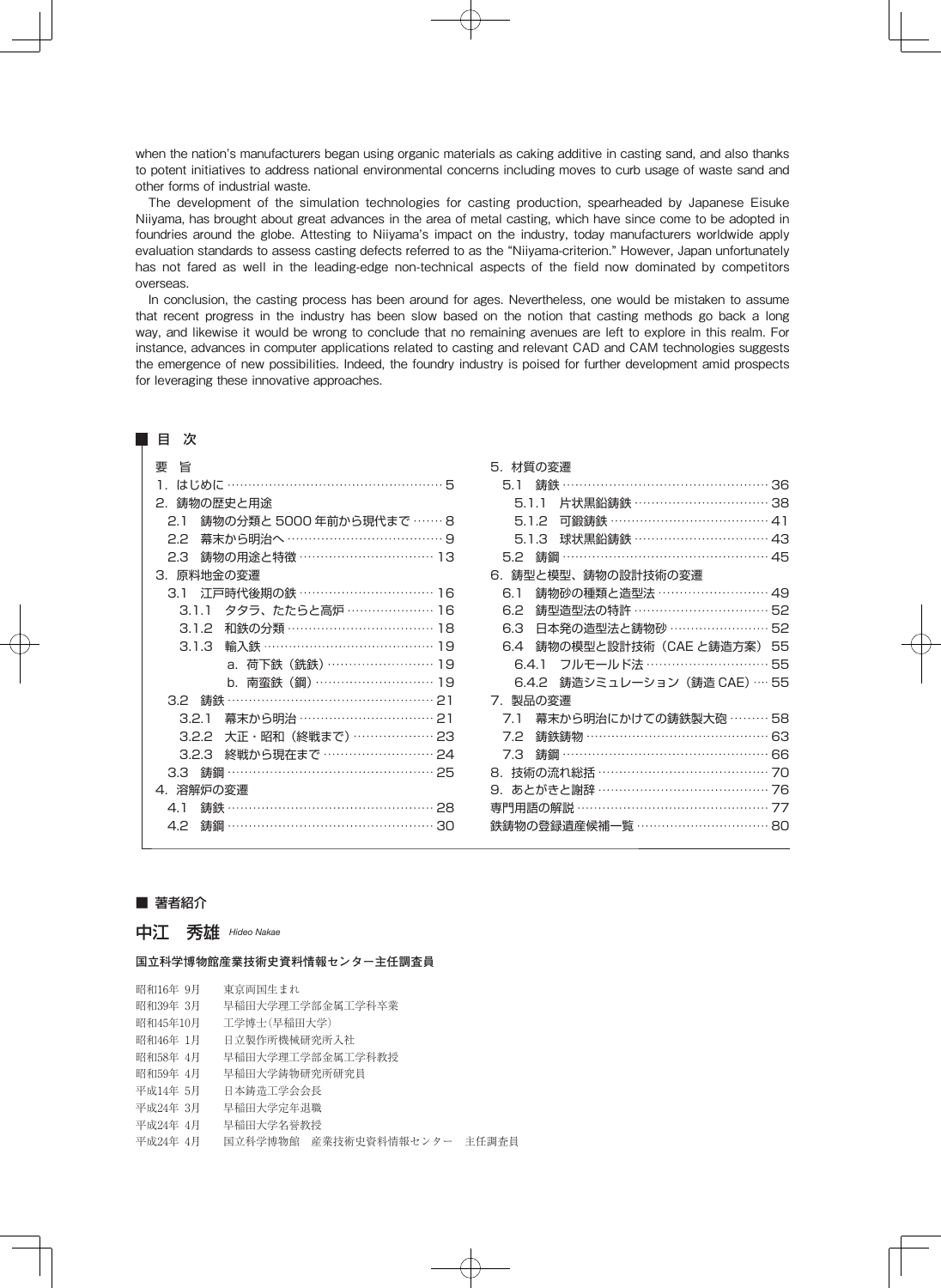when the nation's manufacturers began using organic materials as caking additive in casting sand, and also thanks to potent initiatives to address national environmental concerns including moves to curb usage of waste sand and other forms of industrial waste.

The development of the simulation technologies for casting production, spearheaded by Japanese Eisuke Niiyama, has brought about great advances in the area of metal casting, which have since come to be adopted in foundries around the globe. Attesting to Niiyama's impact on the industry, today manufacturers worldwide apply evaluation standards to assess casting defects referred to as the "Niiyama-criterion." However, Japan unfortunately has not fared as well in the leading-edge non-technical aspects of the field now dominated by competitors overseas.

In conclusion, the casting process has been around for ages. Nevertheless, one would be mistaken to assume that recent progress in the industry has been slow based on the notion that casting methods go back a long way, and likewise it would be wrong to conclude that no remaining avenues are left to explore in this realm. For instance, advances in computer applications related to casting and relevant CAD and CAM technologies suggests the emergence of new possibilities. Indeed, the foundry industry is poised for further development amid prospects for leveraging these innovative approaches.

## 目　次

要　旨
1．はじめに ……… 5
2．鋳物の歴史と用途
　2.1　鋳物の分類と 5000 年前から現代まで ……… 8
　2.2　幕末から明治へ ……… 9
　2.3　鋳物の用途と特徴 ……… 13
3．原料地金の変遷
　3.1　江戸時代後期の鉄 ……… 16
　　3.1.1　タタラ、たたらと高炉 ……… 16
　　3.1.2　和鉄の分類 ……… 18
　　3.1.3　輸入鉄 ……… 19
　　　a．荷下鉄（銑鉄） ……… 19
　　　b．南蛮鉄（鋼） ……… 19
　3.2　鋳鉄 ……… 21
　　3.2.1　幕末から明治 ……… 21
　　3.2.2　大正・昭和（終戦まで） ……… 23
　　3.2.3　終戦から現在まで ……… 24
　3.3　鋳鋼 ……… 25
4．溶解炉の変遷
　4.1　鋳鉄 ……… 28
　4.2　鋳鋼 ……… 30
5．材質の変遷
　5.1　鋳鉄 ……… 36
　　5.1.1　片状黒鉛鋳鉄 ……… 38
　　5.1.2　可鍛鋳鉄 ……… 41
　　5.1.3　球状黒鉛鋳鉄 ……… 43
　5.2　鋳鋼 ……… 45
6．鋳型と模型、鋳物の設計技術の変遷
　6.1　鋳物砂の種類と造型法 ……… 49
　6.2　鋳型造型法の特許 ……… 52
　6.3　日本発の造型法と鋳物砂 ……… 52
　6.4　鋳物の模型と設計技術（CAE と鋳造方案） 55
　　6.4.1　フルモールド法 ……… 55
　　6.4.2　鋳造シミュレーション（鋳造 CAE） ……… 55
7．製品の変遷
　7.1　幕末から明治にかけての鋳鉄製大砲 ……… 58
　7.2　鋳鉄鋳物 ……… 63
　7.3　鋳鋼 ……… 66
8．技術の流れ総括 ……… 70
9．あとがきと謝辞 ……… 76
専門用語の解説 ……… 77
鉄鋳物の登録遺産候補一覧 ……… 80

## 著者紹介

**中江　秀雄** *Hideo Nakae*

**国立科学博物館産業技術史資料情報センター主任調査員**

昭和16年 9月　東京両国生まれ
昭和39年 3月　早稲田大学理工学部金属工学科卒業
昭和45年10月　工学博士（早稲田大学）
昭和46年 1月　日立製作所機械研究所入社
昭和58年 4月　早稲田大学理工学部金属工学科教授
昭和59年 4月　早稲田大学鋳物研究所研究員
平成14年 5月　日本鋳造工学会会長
平成24年 3月　早稲田大学定年退職
平成24年 4月　早稲田大学名誉教授
平成24年 4月　国立科学博物館　産業技術史資料情報センター　主任調査員